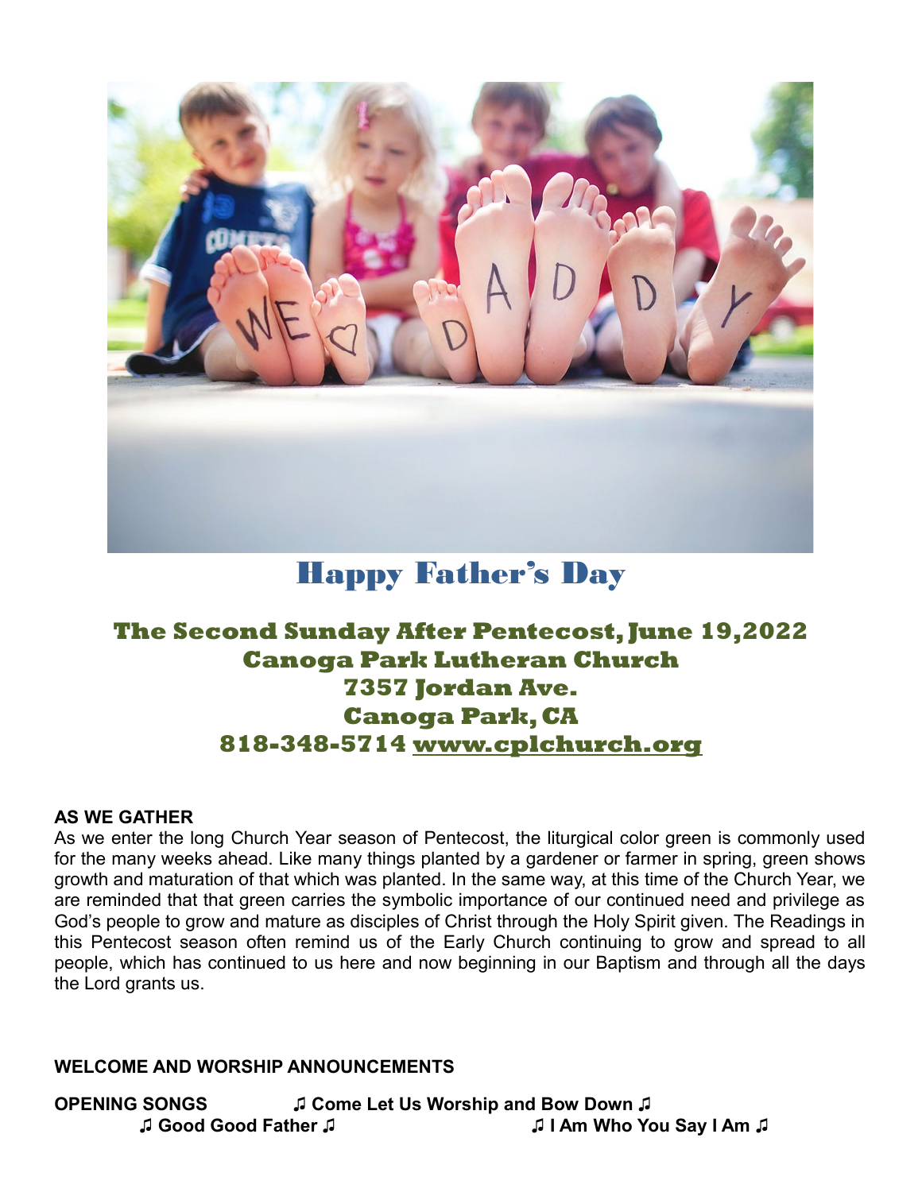# Happy Father's Day

## The Second Sunday After Pentecost, June 19,2022
## Canoga Park Lutheran Church
## 7357 Jordan Ave.
## Canoga Park, CA
## 818-348-5714 www.cplchurch.org

**AS WE GATHER**

As we enter the long Church Year season of Pentecost, the liturgical color green is commonly used for the many weeks ahead. Like many things planted by a gardener or farmer in spring, green shows growth and maturation of that which was planted. In the same way, at this time of the Church Year, we are reminded that that green carries the symbolic importance of our continued need and privilege as God's people to grow and mature as disciples of Christ through the Holy Spirit given. The Readings in this Pentecost season often remind us of the Early Church continuing to grow and spread to all people, which has continued to us here and now beginning in our Baptism and through all the days the Lord grants us.

**WELCOME AND WORSHIP ANNOUNCEMENTS**

**OPENING SONGS** **♫ Come Let Us Worship and Bow Down ♫**

**♫ Good Good Father ♫** **♫ I Am Who You Say I Am ♫**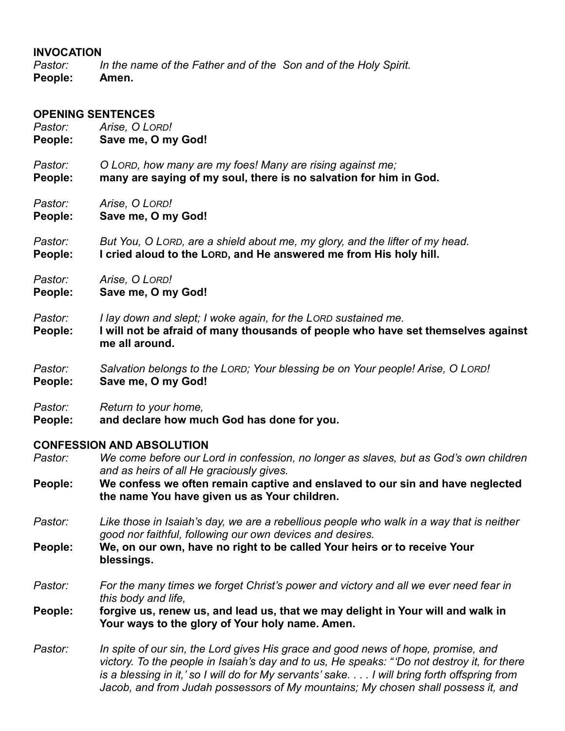## INVOCATION

*Pastor:* *In the name of the Father and of the Son and of the Holy Spirit.*
**People: Amen.**

## OPENING SENTENCES

*Pastor:* *Arise, O LORD!*
**People: Save me, O my God!**

*Pastor:* *O LORD, how many are my foes! Many are rising against me;*
**People: many are saying of my soul, there is no salvation for him in God.**

*Pastor:* *Arise, O LORD!*
**People: Save me, O my God!**

*Pastor:* *But You, O LORD, are a shield about me, my glory, and the lifter of my head.*
**People: I cried aloud to the LORD, and He answered me from His holy hill.**

*Pastor:* *Arise, O LORD!*
**People: Save me, O my God!**

*Pastor:* *I lay down and slept; I woke again, for the LORD sustained me.*
**People: I will not be afraid of many thousands of people who have set themselves against me all around.**

*Pastor:* *Salvation belongs to the LORD; Your blessing be on Your people! Arise, O LORD!*
**People: Save me, O my God!**

*Pastor:* *Return to your home,*
**People: and declare how much God has done for you.**

## CONFESSION AND ABSOLUTION

*Pastor:* *We come before our Lord in confession, no longer as slaves, but as God's own children and as heirs of all He graciously gives.*
**People: We confess we often remain captive and enslaved to our sin and have neglected the name You have given us as Your children.**

*Pastor:* *Like those in Isaiah's day, we are a rebellious people who walk in a way that is neither good nor faithful, following our own devices and desires.*
**People: We, on our own, have no right to be called Your heirs or to receive Your blessings.**

*Pastor:* *For the many times we forget Christ's power and victory and all we ever need fear in this body and life,*
**People: forgive us, renew us, and lead us, that we may delight in Your will and walk in Your ways to the glory of Your holy name. Amen.**

*Pastor:* *In spite of our sin, the Lord gives His grace and good news of hope, promise, and victory. To the people in Isaiah's day and to us, He speaks: "'Do not destroy it, for there is a blessing in it,' so I will do for My servants' sake. . . . I will bring forth offspring from Jacob, and from Judah possessors of My mountains; My chosen shall possess it, and*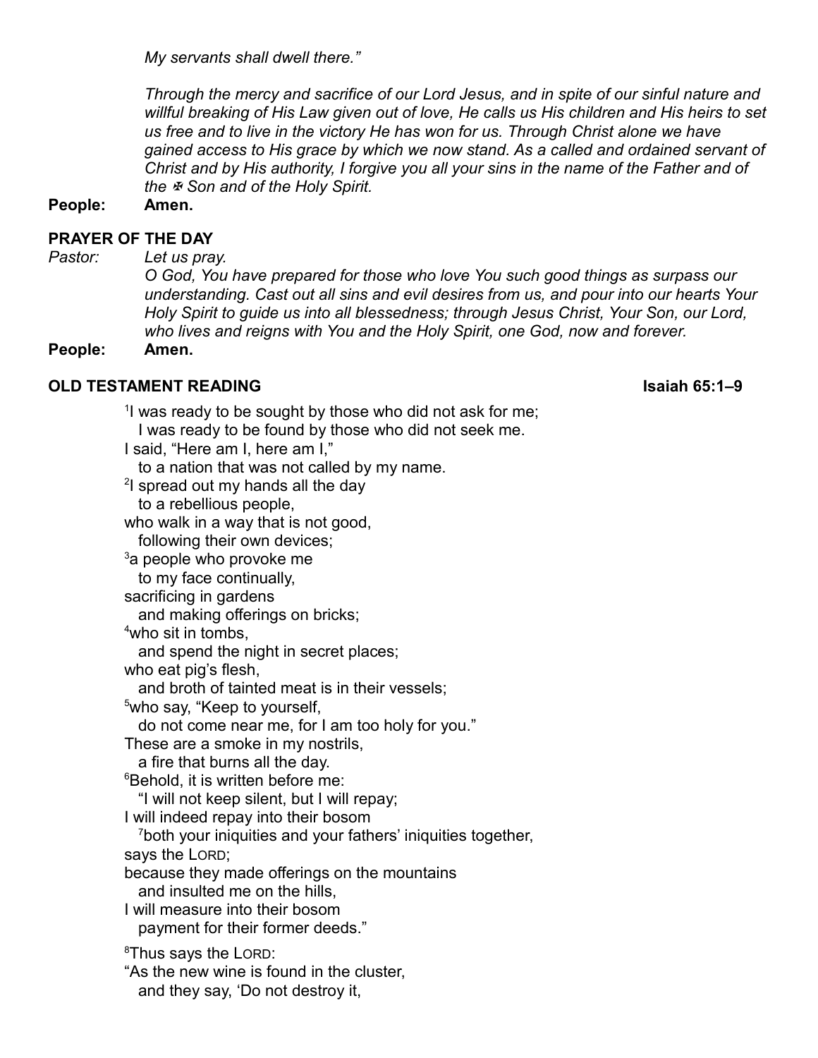*My servants shall dwell there."*

*Through the mercy and sacrifice of our Lord Jesus, and in spite of our sinful nature and willful breaking of His Law given out of love, He calls us His children and His heirs to set us free and to live in the victory He has won for us. Through Christ alone we have gained access to His grace by which we now stand. As a called and ordained servant of Christ and by His authority, I forgive you all your sins in the name of the Father and of the ✠ Son and of the Holy Spirit.*

**People: Amen.**

**PRAYER OF THE DAY**

*Pastor: Let us pray.*
*O God, You have prepared for those who love You such good things as surpass our understanding. Cast out all sins and evil desires from us, and pour into our hearts Your Holy Spirit to guide us into all blessedness; through Jesus Christ, Your Son, our Lord, who lives and reigns with You and the Holy Spirit, one God, now and forever.*

**People: Amen.**

**OLD TESTAMENT READING — Isaiah 65:1–9**

[1]I was ready to be sought by those who did not ask for me;
  I was ready to be found by those who did not seek me.
I said, "Here am I, here am I,"
  to a nation that was not called by my name.
[2]I spread out my hands all the day
  to a rebellious people,
who walk in a way that is not good,
  following their own devices;
[3]a people who provoke me
  to my face continually,
sacrificing in gardens
  and making offerings on bricks;
[4]who sit in tombs,
  and spend the night in secret places;
who eat pig's flesh,
  and broth of tainted meat is in their vessels;
[5]who say, "Keep to yourself,
  do not come near me, for I am too holy for you."
These are a smoke in my nostrils,
  a fire that burns all the day.
[6]Behold, it is written before me:
  "I will not keep silent, but I will repay;
I will indeed repay into their bosom
  [7]both your iniquities and your fathers' iniquities together,
says the LORD;
because they made offerings on the mountains
  and insulted me on the hills,
I will measure into their bosom
  payment for their former deeds."

[8]Thus says the LORD:
"As the new wine is found in the cluster,
  and they say, 'Do not destroy it,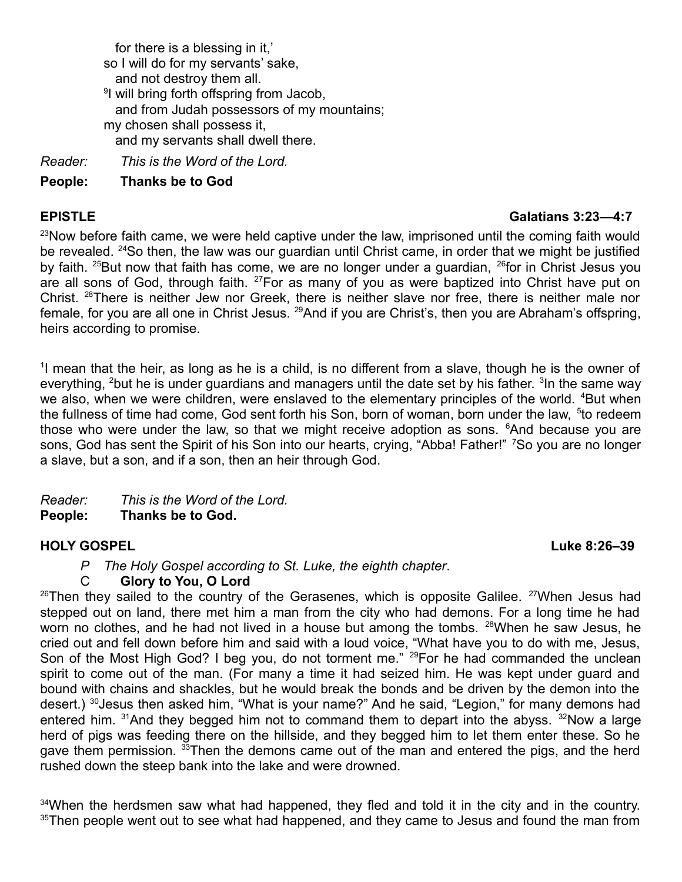for there is a blessing in it,'  
so I will do for my servants' sake,  
and not destroy them all.  
[9]I will bring forth offspring from Jacob,  
and from Judah possessors of my mountains;  
my chosen shall possess it,  
and my servants shall dwell there.

*Reader: This is the Word of the Lord.*

**People: Thanks be to God**

**EPISTLE** **Galatians 3:23—4:7**

[23]Now before faith came, we were held captive under the law, imprisoned until the coming faith would be revealed. [24]So then, the law was our guardian until Christ came, in order that we might be justified by faith. [25]But now that faith has come, we are no longer under a guardian, [26]for in Christ Jesus you are all sons of God, through faith. [27]For as many of you as were baptized into Christ have put on Christ. [28]There is neither Jew nor Greek, there is neither slave nor free, there is neither male nor female, for you are all one in Christ Jesus. [29]And if you are Christ's, then you are Abraham's offspring, heirs according to promise.

[1]I mean that the heir, as long as he is a child, is no different from a slave, though he is the owner of everything, [2]but he is under guardians and managers until the date set by his father. [3]In the same way we also, when we were children, were enslaved to the elementary principles of the world. [4]But when the fullness of time had come, God sent forth his Son, born of woman, born under the law, [5]to redeem those who were under the law, so that we might receive adoption as sons. [6]And because you are sons, God has sent the Spirit of his Son into our hearts, crying, "Abba! Father!" [7]So you are no longer a slave, but a son, and if a son, then an heir through God.

*Reader: This is the Word of the Lord.*  
**People: Thanks be to God.**

**HOLY GOSPEL** **Luke 8:26–39**

*P The Holy Gospel according to St. Luke, the eighth chapter*.

C **Glory to You, O Lord**

[26]Then they sailed to the country of the Gerasenes, which is opposite Galilee. [27]When Jesus had stepped out on land, there met him a man from the city who had demons. For a long time he had worn no clothes, and he had not lived in a house but among the tombs. [28]When he saw Jesus, he cried out and fell down before him and said with a loud voice, "What have you to do with me, Jesus, Son of the Most High God? I beg you, do not torment me." [29]For he had commanded the unclean spirit to come out of the man. (For many a time it had seized him. He was kept under guard and bound with chains and shackles, but he would break the bonds and be driven by the demon into the desert.) [30]Jesus then asked him, "What is your name?" And he said, "Legion," for many demons had entered him. [31]And they begged him not to command them to depart into the abyss. [32]Now a large herd of pigs was feeding there on the hillside, and they begged him to let them enter these. So he gave them permission. [33]Then the demons came out of the man and entered the pigs, and the herd rushed down the steep bank into the lake and were drowned.

[34]When the herdsmen saw what had happened, they fled and told it in the city and in the country. [35]Then people went out to see what had happened, and they came to Jesus and found the man from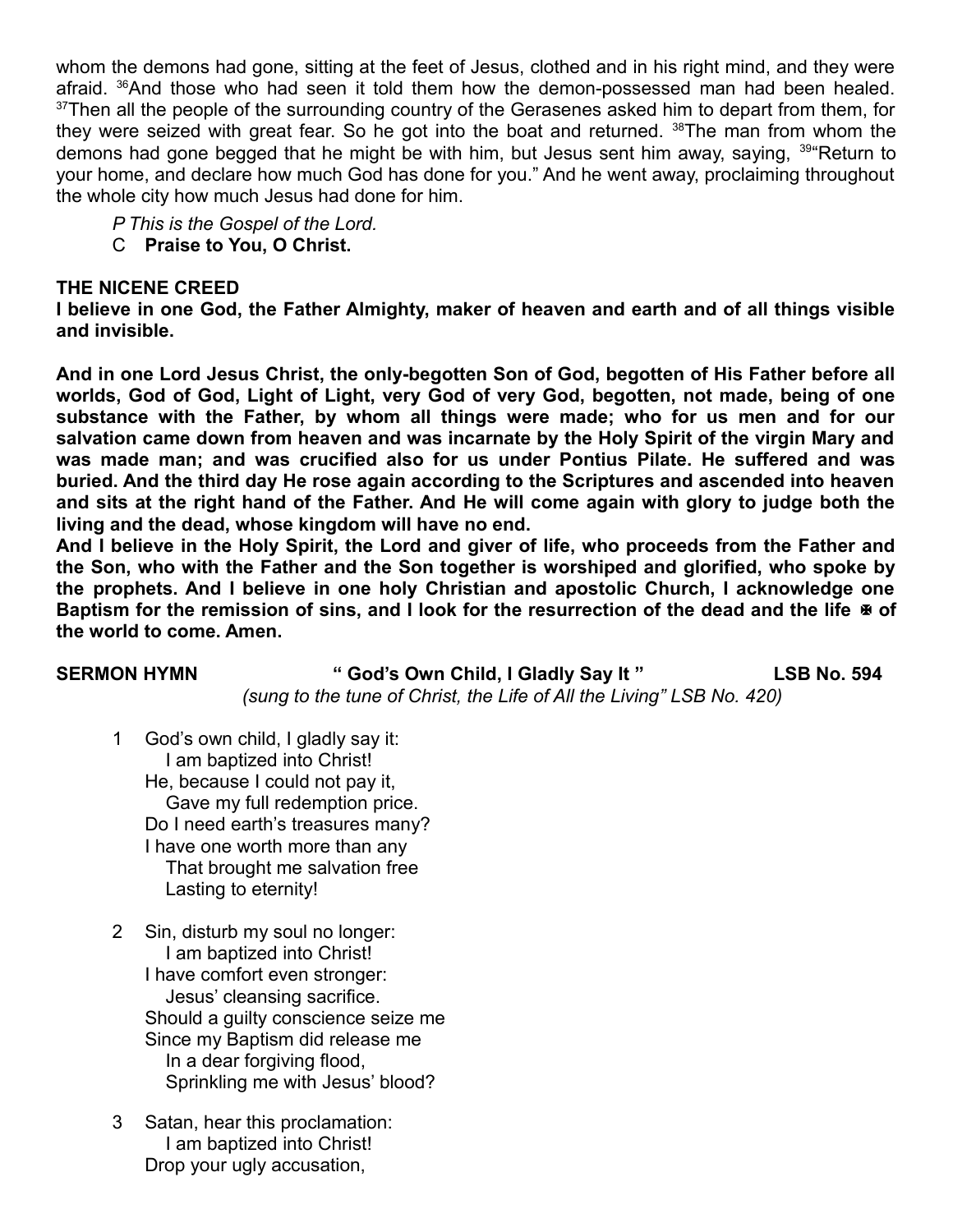whom the demons had gone, sitting at the feet of Jesus, clothed and in his right mind, and they were afraid. [36]And those who had seen it told them how the demon-possessed man had been healed. [37]Then all the people of the surrounding country of the Gerasenes asked him to depart from them, for they were seized with great fear. So he got into the boat and returned. [38]The man from whom the demons had gone begged that he might be with him, but Jesus sent him away, saying, [39]"Return to your home, and declare how much God has done for you." And he went away, proclaiming throughout the whole city how much Jesus had done for him.

*P This is the Gospel of the Lord.*
C **Praise to You, O Christ.**

**THE NICENE CREED**

**I believe in one God, the Father Almighty, maker of heaven and earth and of all things visible and invisible.**

**And in one Lord Jesus Christ, the only-begotten Son of God, begotten of His Father before all worlds, God of God, Light of Light, very God of very God, begotten, not made, being of one substance with the Father, by whom all things were made; who for us men and for our salvation came down from heaven and was incarnate by the Holy Spirit of the virgin Mary and was made man; and was crucified also for us under Pontius Pilate. He suffered and was buried. And the third day He rose again according to the Scriptures and ascended into heaven and sits at the right hand of the Father. And He will come again with glory to judge both the living and the dead, whose kingdom will have no end.**

**And I believe in the Holy Spirit, the Lord and giver of life, who proceeds from the Father and the Son, who with the Father and the Son together is worshiped and glorified, who spoke by the prophets. And I believe in one holy Christian and apostolic Church, I acknowledge one Baptism for the remission of sins, and I look for the resurrection of the dead and the life ✠ of the world to come. Amen.**

**SERMON HYMN " God's Own Child, I Gladly Say It " LSB No. 594**
*(sung to the tune of Christ, the Life of All the Living" LSB No. 420)*

1 God's own child, I gladly say it:
  I am baptized into Christ!
He, because I could not pay it,
  Gave my full redemption price.
Do I need earth's treasures many?
I have one worth more than any
  That brought me salvation free
  Lasting to eternity!

2 Sin, disturb my soul no longer:
  I am baptized into Christ!
I have comfort even stronger:
  Jesus' cleansing sacrifice.
Should a guilty conscience seize me
Since my Baptism did release me
  In a dear forgiving flood,
  Sprinkling me with Jesus' blood?

3 Satan, hear this proclamation:
  I am baptized into Christ!
Drop your ugly accusation,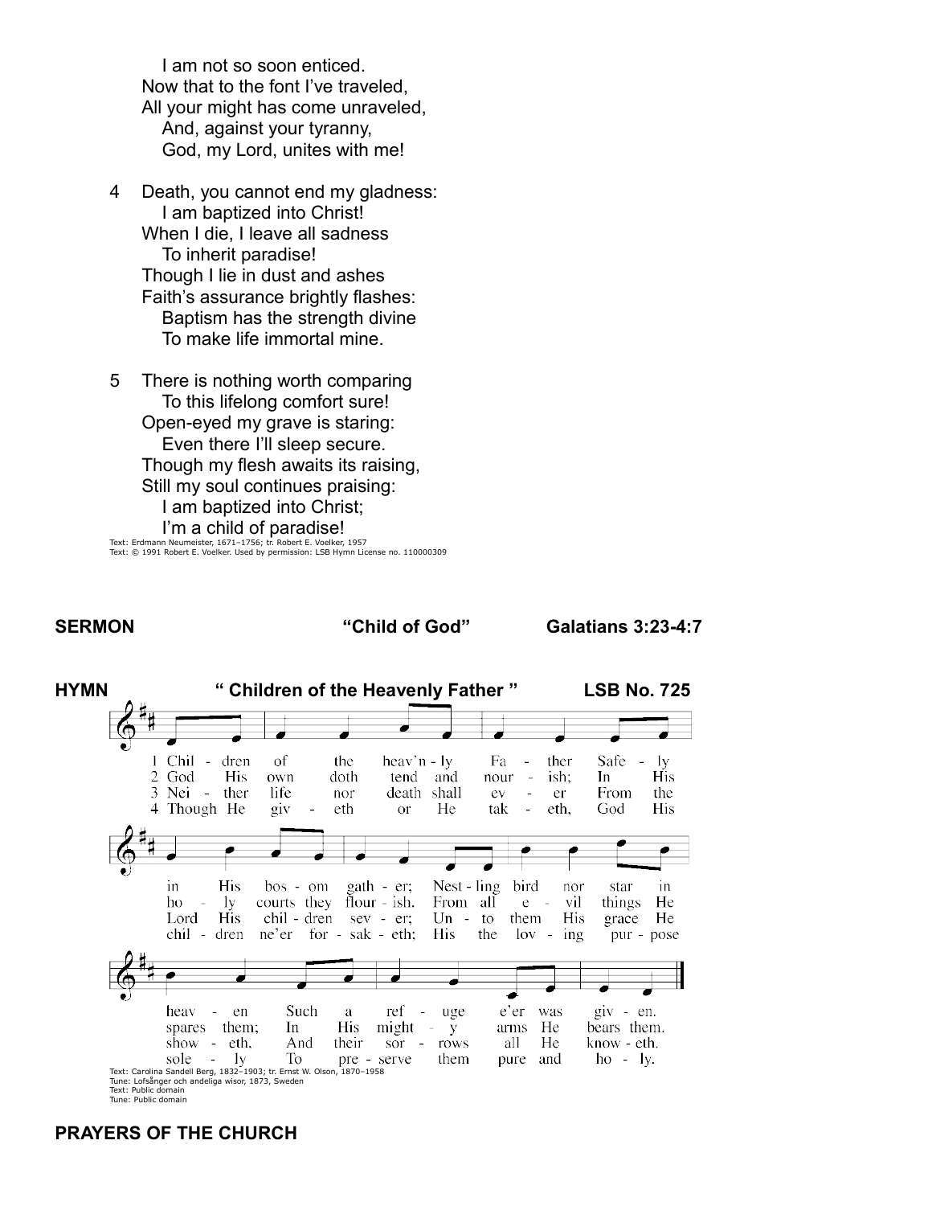I am not so soon enticed.
Now that to the font I've traveled,
All your might has come unraveled,
And, against your tyranny,
God, my Lord, unites with me!

4 Death, you cannot end my gladness:
I am baptized into Christ!
When I die, I leave all sadness
To inherit paradise!
Though I lie in dust and ashes
Faith's assurance brightly flashes:
Baptism has the strength divine
To make life immortal mine.

5 There is nothing worth comparing
To this lifelong comfort sure!
Open-eyed my grave is staring:
Even there I'll sleep secure.
Though my flesh awaits its raising,
Still my soul continues praising:
I am baptized into Christ;
I'm a child of paradise!

Text: Erdmann Neumeister, 1671–1756; tr. Robert E. Voelker, 1957
Text: © 1991 Robert E. Voelker. Used by permission: LSB Hymn License no. 110000309

**SERMON** **"Child of God"** **Galatians 3:23-4:7**

**HYMN** **" Children of the Heavenly Father "** **LSB No. 725**

1 Children of the heav'nly Father Safely in His bosom gather; Nestling bird nor star in heaven Such a refuge e'er was given.

2 God His own doth tend and nourish; In His holy courts they flourish. From all evil things He spares them; In His mighty arms He bears them.

3 Neither life nor death shall ever From the Lord His children sever; Unto them His grace He showeth, And their sorrows all He knoweth.

4 Though He giveth or He taketh, God His children ne'er forsaketh; His the loving purpose solely To preserve them pure and holy.

Text: Carolina Sandell Berg, 1832–1903; tr. Ernst W. Olson, 1870–1958
Tune: Lofsånger och andeliga wisor, 1873, Sweden
Text: Public domain
Tune: Public domain

**PRAYERS OF THE CHURCH**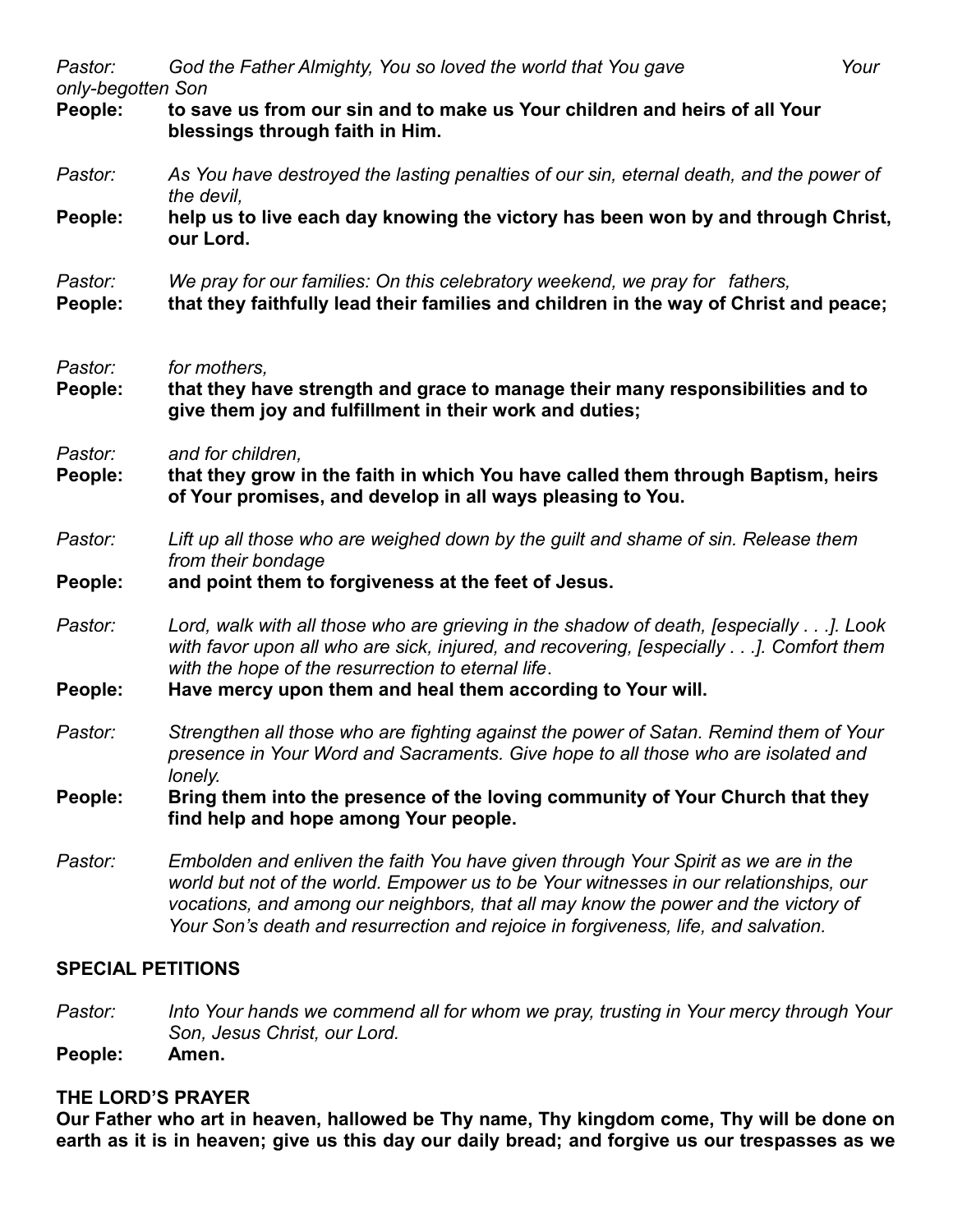*Pastor:* *God the Father Almighty, You so loved the world that You gave Your only-begotten Son*

**People:** **to save us from our sin and to make us Your children and heirs of all Your blessings through faith in Him.**

*Pastor:* *As You have destroyed the lasting penalties of our sin, eternal death, and the power of the devil,*

**People:** **help us to live each day knowing the victory has been won by and through Christ, our Lord.**

*Pastor:* *We pray for our families: On this celebratory weekend, we pray for fathers,*

**People:** **that they faithfully lead their families and children in the way of Christ and peace;**

*Pastor:* *for mothers,*

**People:** **that they have strength and grace to manage their many responsibilities and to give them joy and fulfillment in their work and duties;**

*Pastor:* *and for children,*

**People:** **that they grow in the faith in which You have called them through Baptism, heirs of Your promises, and develop in all ways pleasing to You.**

*Pastor:* *Lift up all those who are weighed down by the guilt and shame of sin. Release them from their bondage*

**People:** **and point them to forgiveness at the feet of Jesus.**

*Pastor:* *Lord, walk with all those who are grieving in the shadow of death, [especially . . .]. Look with favor upon all who are sick, injured, and recovering, [especially . . .]. Comfort them with the hope of the resurrection to eternal life*.

**People:** **Have mercy upon them and heal them according to Your will.**

*Pastor:* *Strengthen all those who are fighting against the power of Satan. Remind them of Your presence in Your Word and Sacraments. Give hope to all those who are isolated and lonely.*

**People:** **Bring them into the presence of the loving community of Your Church that they find help and hope among Your people.**

*Pastor:* *Embolden and enliven the faith You have given through Your Spirit as we are in the world but not of the world. Empower us to be Your witnesses in our relationships, our vocations, and among our neighbors, that all may know the power and the victory of Your Son's death and resurrection and rejoice in forgiveness, life, and salvation.*

**SPECIAL PETITIONS**

*Pastor:* *Into Your hands we commend all for whom we pray, trusting in Your mercy through Your Son, Jesus Christ, our Lord.*

**People:** **Amen.**

**THE LORD'S PRAYER**

**Our Father who art in heaven, hallowed be Thy name, Thy kingdom come, Thy will be done on earth as it is in heaven; give us this day our daily bread; and forgive us our trespasses as we**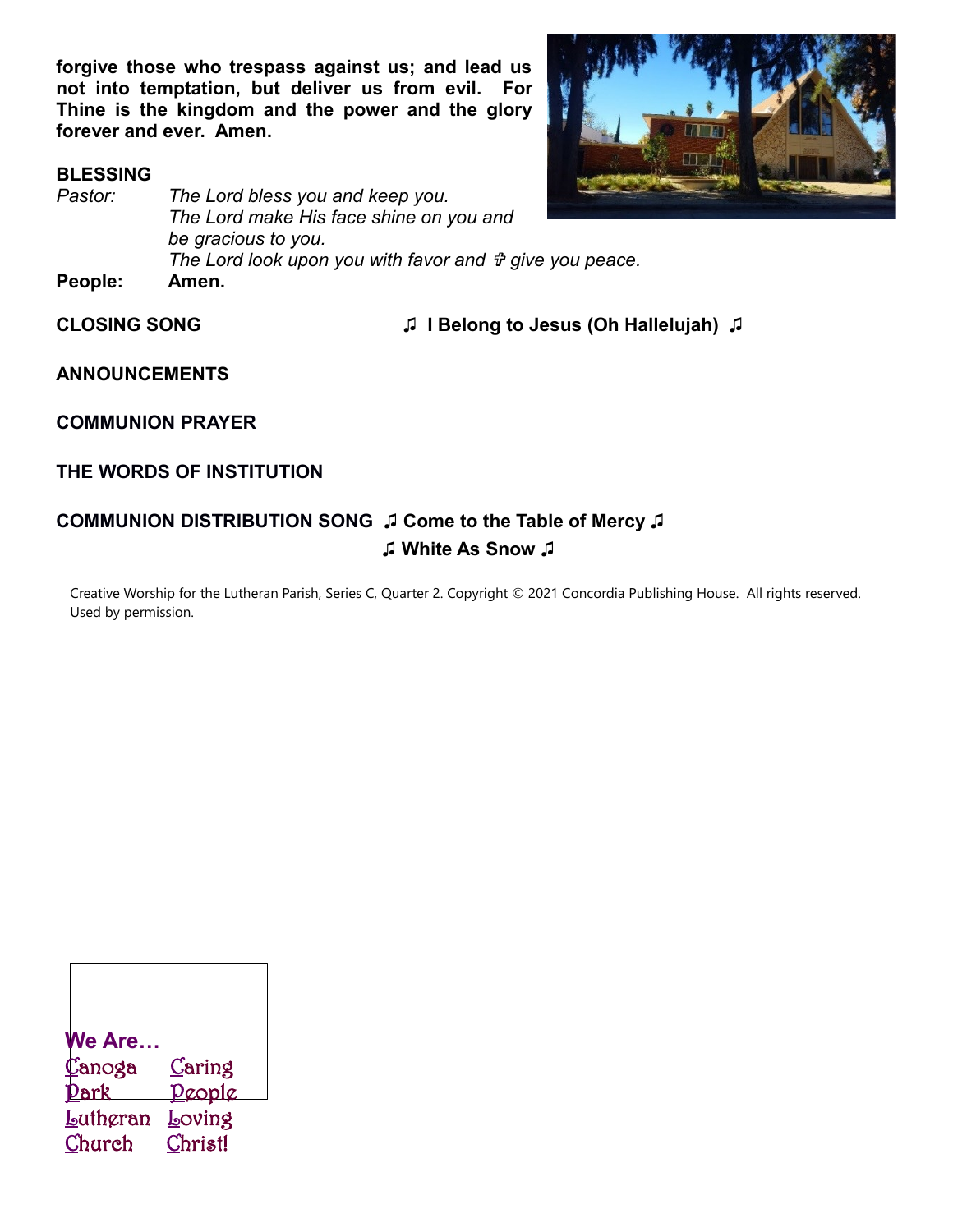**forgive those who trespass against us; and lead us not into temptation, but deliver us from evil. For Thine is the kingdom and the power and the glory forever and ever. Amen.**

**BLESSING**

*Pastor:* *The Lord bless you and keep you.*
*The Lord make His face shine on you and be gracious to you.*
*The Lord look upon you with favor and ✞ give you peace.*

**People:** **Amen.**

**CLOSING SONG** **♫ I Belong to Jesus (Oh Hallelujah) ♫**

**ANNOUNCEMENTS**

**COMMUNION PRAYER**

**THE WORDS OF INSTITUTION**

**COMMUNION DISTRIBUTION SONG** **♫ Come to the Table of Mercy ♫**
**♫ White As Snow ♫**

Creative Worship for the Lutheran Parish, Series C, Quarter 2. Copyright © 2021 Concordia Publishing House. All rights reserved. Used by permission.

**We Are…**

Canoga Caring
Park People
Lutheran Loving
Church Christ!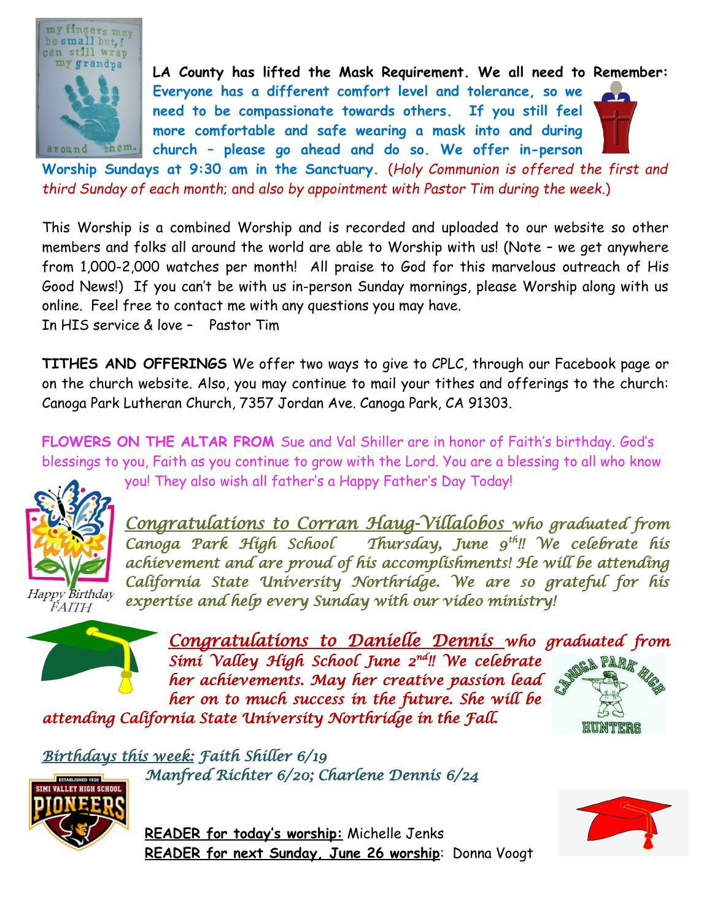**LA County has lifted the Mask Requirement. We all need to Remember:** **Everyone has a different comfort level and tolerance, so we need to be compassionate towards others. If you still feel more comfortable and safe wearing a mask into and during church – please go ahead and do so. We offer in-person Worship Sundays at 9:30 am in the Sanctuary.** (*Holy Communion is offered the first and third Sunday of each month;* and *also by appointment with Pastor Tim during the week.*)

This Worship is a combined Worship and is recorded and uploaded to our website so other members and folks all around the world are able to Worship with us! (Note – we get anywhere from 1,000-2,000 watches per month! All praise to God for this marvelous outreach of His Good News!) If you can't be with us in-person Sunday mornings, please Worship along with us online. Feel free to contact me with any questions you may have.
In HIS service & love – Pastor Tim

**TITHES AND OFFERINGS** We offer two ways to give to CPLC, through our Facebook page or on the church website. Also, you may continue to mail your tithes and offerings to the church: Canoga Park Lutheran Church, 7357 Jordan Ave. Canoga Park, CA 91303.

**FLOWERS ON THE ALTAR FROM** Sue and Val Shiller are in honor of Faith's birthday. God's blessings to you, Faith as you continue to grow with the Lord. You are a blessing to all who know you! They also wish all father's a Happy Father's Day Today!

*Happy Birthday FAITH*

*Congratulations to Corran Haug-Villalobos who graduated from Canoga Park High School Thursday, June 9th!! We celebrate his achievement and are proud of his accomplishments! He will be attending California State University Northridge. We are so grateful for his expertise and help every Sunday with our video ministry!*

*Congratulations to Danielle Dennis who graduated from Simi Valley High School June 2nd!! We celebrate her achievements. May her creative passion lead her on to much success in the future. She will be attending California State University Northridge in the Fall.*

*Birthdays this week: Faith Shiller 6/19*
*Manfred Richter 6/20; Charlene Dennis 6/24*

**READER for today's worship:** Michelle Jenks
**READER for next Sunday, June 26 worship**: Donna Voogt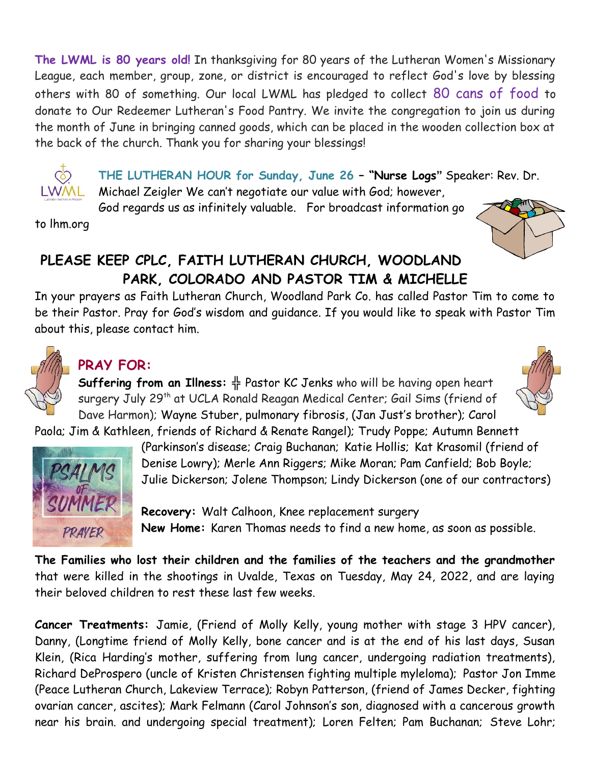**The LWML is 80 years old!** In thanksgiving for 80 years of the Lutheran Women's Missionary League, each member, group, zone, or district is encouraged to reflect God's love by blessing others with 80 of something. Our local LWML has pledged to collect 80 cans of food to donate to Our Redeemer Lutheran's Food Pantry. We invite the congregation to join us during the month of June in bringing canned goods, which can be placed in the wooden collection box at the back of the church. Thank you for sharing your blessings!

**THE LUTHERAN HOUR for Sunday, June 26 – "Nurse Logs"** Speaker: Rev. Dr. Michael Zeigler We can't negotiate our value with God; however, God regards us as infinitely valuable. For broadcast information go to lhm.org

## PLEASE KEEP CPLC, FAITH LUTHERAN CHURCH, WOODLAND PARK, COLORADO AND PASTOR TIM & MICHELLE

In your prayers as Faith Lutheran Church, Woodland Park Co. has called Pastor Tim to come to be their Pastor. Pray for God's wisdom and guidance. If you would like to speak with Pastor Tim about this, please contact him.

## PRAY FOR:

**Suffering from an Illness:** ╬ Pastor KC Jenks who will be having open heart surgery July 29th at UCLA Ronald Reagan Medical Center; Gail Sims (friend of Dave Harmon); Wayne Stuber, pulmonary fibrosis, (Jan Just's brother); Carol Paola; Jim & Kathleen, friends of Richard & Renate Rangel); Trudy Poppe; Autumn Bennett (Parkinson's disease; Craig Buchanan; Katie Hollis; Kat Krasomil (friend of Denise Lowry); Merle Ann Riggers; Mike Moran; Pam Canfield; Bob Boyle; Julie Dickerson; Jolene Thompson; Lindy Dickerson (one of our contractors)

**Recovery:** Walt Calhoon, Knee replacement surgery

**New Home:** Karen Thomas needs to find a new home, as soon as possible.

**The Families who lost their children and the families of the teachers and the grandmother** that were killed in the shootings in Uvalde, Texas on Tuesday, May 24, 2022, and are laying their beloved children to rest these last few weeks.

**Cancer Treatments:** Jamie, (Friend of Molly Kelly, young mother with stage 3 HPV cancer), Danny, (Longtime friend of Molly Kelly, bone cancer and is at the end of his last days, Susan Klein, (Rica Harding's mother, suffering from lung cancer, undergoing radiation treatments), Richard DeProspero (uncle of Kristen Christensen fighting multiple myleloma); Pastor Jon Imme (Peace Lutheran Church, Lakeview Terrace); Robyn Patterson, (friend of James Decker, fighting ovarian cancer, ascites); Mark Felmann (Carol Johnson's son, diagnosed with a cancerous growth near his brain. and undergoing special treatment); Loren Felten; Pam Buchanan; Steve Lohr;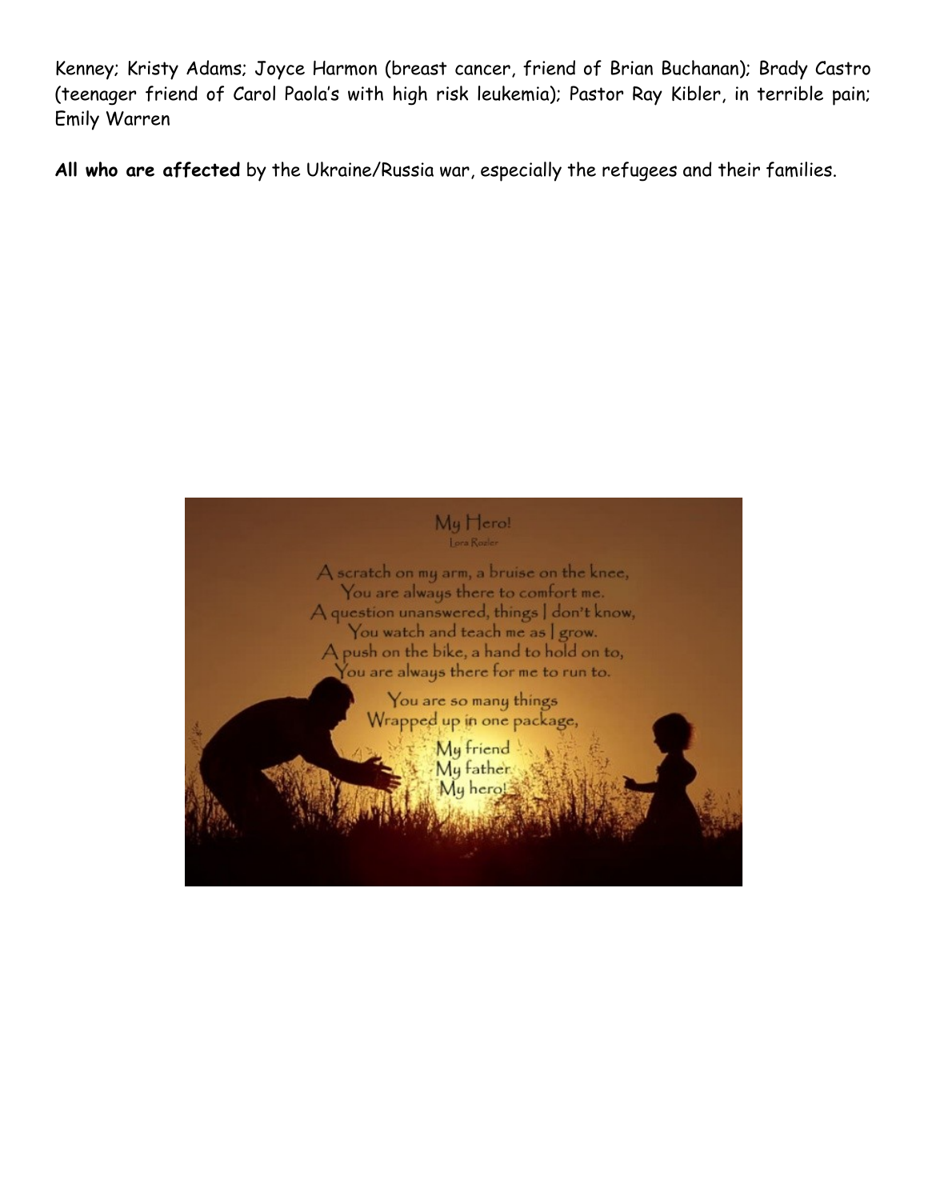Kenney; Kristy Adams; Joyce Harmon (breast cancer, friend of Brian Buchanan); Brady Castro (teenager friend of Carol Paola's with high risk leukemia); Pastor Ray Kibler, in terrible pain; Emily Warren

**All who are affected** by the Ukraine/Russia war, especially the refugees and their families.

My Hero!

Lora Rozler

A scratch on my arm, a bruise on the knee,
You are always there to comfort me.
A question unanswered, things I don't know,
You watch and teach me as I grow.
A push on the bike, a hand to hold on to,
You are always there for me to run to.

You are so many things
Wrapped up in one package,

My friend
My father
My hero!